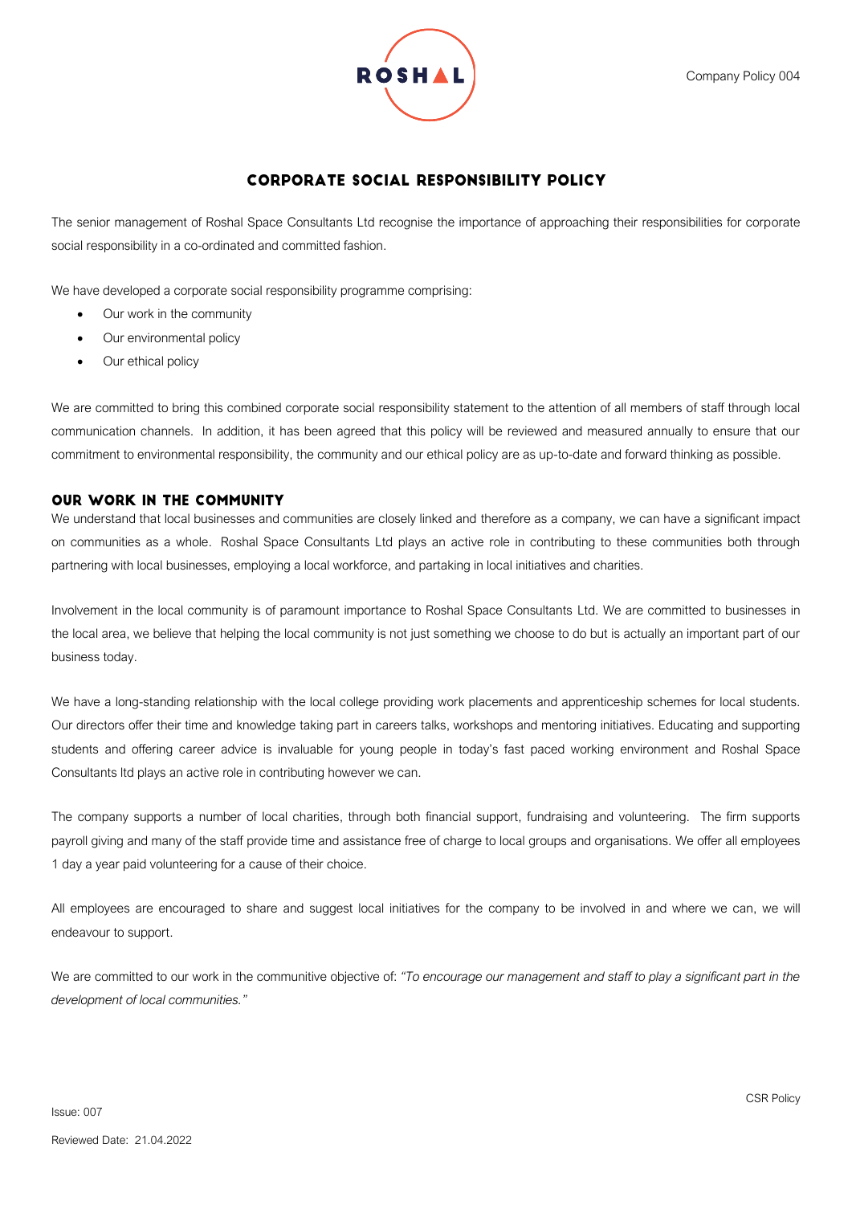# CORPORATE SOCIAL RESPONSIBILITY POLICY

The senior management of Roshal Space Consultants Ltd recognise the importance of approaching their responsibilities for corporate social responsibility in a co-ordinated and committed fashion.

We have developed a corporate social responsibility programme comprising:

- Our work in the community
- Our environmental policy
- Our ethical policy

We are committed to bring this combined corporate social responsibility statement to the attention of all members of staff through local communication channels. In addition, it has been agreed that this policy will be reviewed and measured annually to ensure that our commitment to environmental responsibility, the community and our ethical policy are as up-to-date and forward thinking as possible.

## OUR WORK IN THE COMMUNITY

We understand that local businesses and communities are closely linked and therefore as a company, we can have a significant impact on communities as a whole. Roshal Space Consultants Ltd plays an active role in contributing to these communities both through partnering with local businesses, employing a local workforce, and partaking in local initiatives and charities.

Involvement in the local community is of paramount importance to Roshal Space Consultants Ltd. We are committed to businesses in the local area, we believe that helping the local community is not just something we choose to do but is actually an important part of our business today.

We have a long-standing relationship with the local college providing work placements and apprenticeship schemes for local students. Our directors offer their time and knowledge taking part in careers talks, workshops and mentoring initiatives. Educating and supporting students and offering career advice is invaluable for young people in today's fast paced working environment and Roshal Space Consultants ltd plays an active role in contributing however we can.

The company supports a number of local charities, through both financial support, fundraising and volunteering. The firm supports payroll giving and many of the staff provide time and assistance free of charge to local groups and organisations. We offer all employees 1 day a year paid volunteering for a cause of their choice.

All employees are encouraged to share and suggest local initiatives for the company to be involved in and where we can, we will endeavour to support.

We are committed to our work in the communitive objective of: *"To encourage our management and staff to play a significant part in the development of local communities."*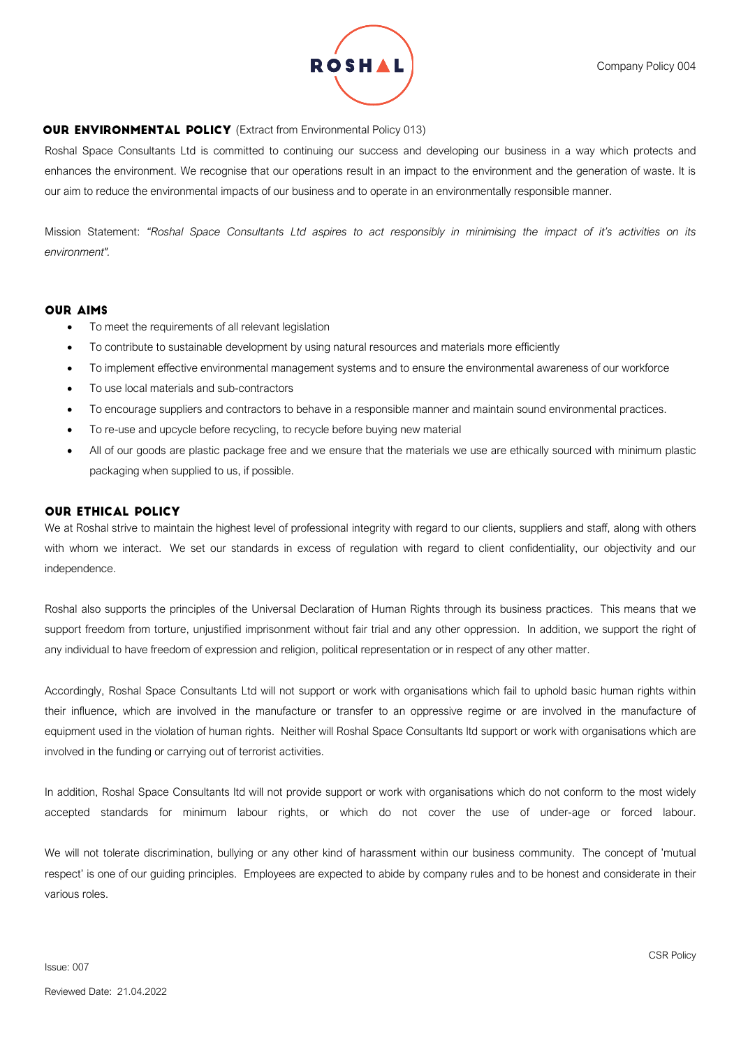## OUR ENVIRONMENTAL POLICY (Extract from Environmental Policy 013)

Roshal Space Consultants Ltd is committed to continuing our success and developing our business in a way which protects and enhances the environment. We recognise that our operations result in an impact to the environment and the generation of waste. It is our aim to reduce the environmental impacts of our business and to operate in an environmentally responsible manner.

Mission Statement: *"Roshal Space Consultants Ltd aspires to act responsibly in minimising the impact of it's activities on its environment".*

## OUR AIMS

- To meet the requirements of all relevant legislation
- To contribute to sustainable development by using natural resources and materials more efficiently
- To implement effective environmental management systems and to ensure the environmental awareness of our workforce
- To use local materials and sub-contractors
- To encourage suppliers and contractors to behave in a responsible manner and maintain sound environmental practices.
- To re-use and upcycle before recycling, to recycle before buying new material
- All of our goods are plastic package free and we ensure that the materials we use are ethically sourced with minimum plastic packaging when supplied to us, if possible.

## OUR ETHICAL POLICY

We at Roshal strive to maintain the highest level of professional integrity with regard to our clients, suppliers and staff, along with others with whom we interact. We set our standards in excess of regulation with regard to client confidentiality, our objectivity and our independence.

Roshal also supports the principles of the Universal Declaration of Human Rights through its business practices. This means that we support freedom from torture, unjustified imprisonment without fair trial and any other oppression. In addition, we support the right of any individual to have freedom of expression and religion, political representation or in respect of any other matter.

Accordingly, Roshal Space Consultants Ltd will not support or work with organisations which fail to uphold basic human rights within their influence, which are involved in the manufacture or transfer to an oppressive regime or are involved in the manufacture of equipment used in the violation of human rights. Neither will Roshal Space Consultants ltd support or work with organisations which are involved in the funding or carrying out of terrorist activities.

In addition, Roshal Space Consultants ltd will not provide support or work with organisations which do not conform to the most widely accepted standards for minimum labour rights, or which do not cover the use of under-age or forced labour.

We will not tolerate discrimination, bullying or any other kind of harassment within our business community. The concept of 'mutual respect' is one of our guiding principles. Employees are expected to abide by company rules and to be honest and considerate in their various roles.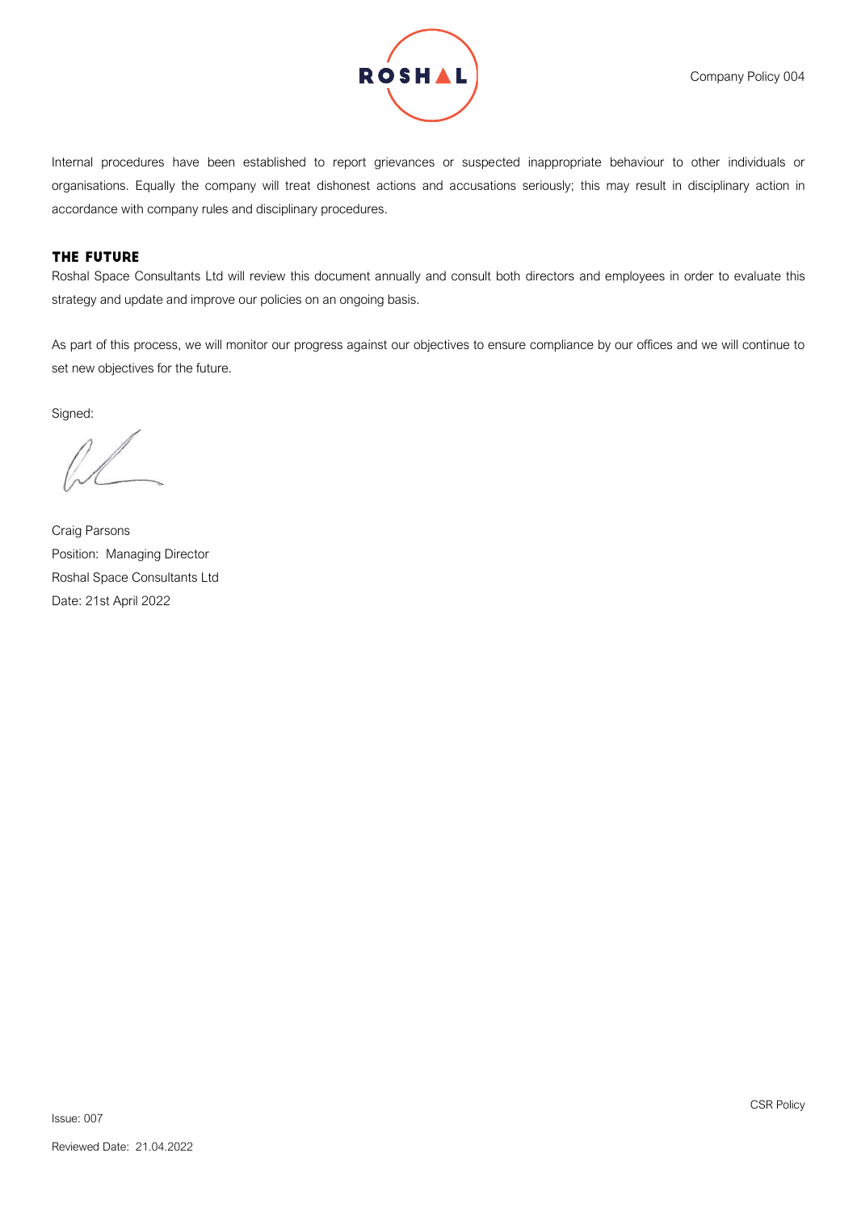Internal procedures have been established to report grievances or suspected inappropriate behaviour to other individuals or organisations. Equally the company will treat dishonest actions and accusations seriously; this may result in disciplinary action in accordance with company rules and disciplinary procedures.

## THE FUTURE

Roshal Space Consultants Ltd will review this document annually and consult both directors and employees in order to evaluate this strategy and update and improve our policies on an ongoing basis.

As part of this process, we will monitor our progress against our objectives to ensure compliance by our offices and we will continue to set new objectives for the future.

Signed:

Craig Parsons
Position: Managing Director
Roshal Space Consultants Ltd
Date: 21st April 2022